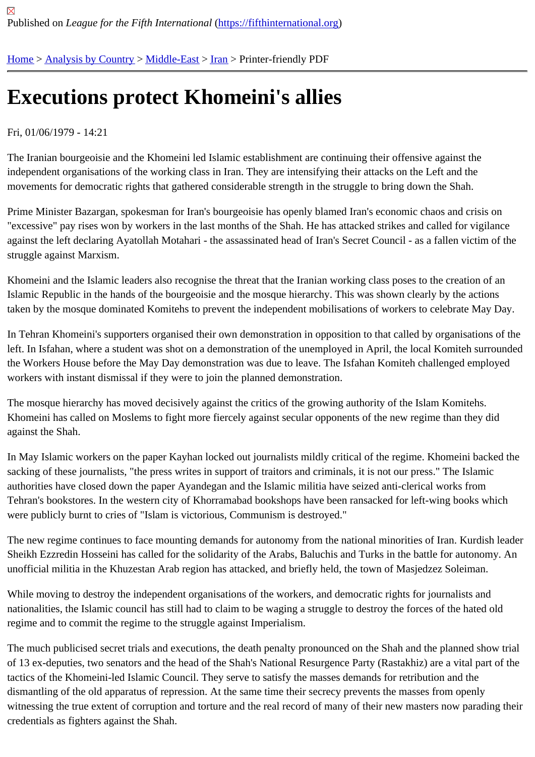Published on *League for the Fifth International* (https://fifthinternational.org)

Home > Analysis by Country > Middle-East > Iran > Printer-friendly PDF

# Executions protect Khomeini's allies

Fri, 01/06/1979 - 14:21

The Iranian bourgeoisie and the Khomeini led Islamic establishment are continuing their offensive against the independent organisations of the working class in Iran. They are intensifying their attacks on the Left and the movements for democratic rights that gathered considerable strength in the struggle to bring down the Shah.

Prime Minister Bazargan, spokesman for Iran's bourgeoisie has openly blamed Iran's economic chaos and crisis on "excessive" pay rises won by workers in the last months of the Shah. He has attacked strikes and called for vigilance against the left declaring Ayatollah Motahari - the assassinated head of Iran's Secret Council - as a fallen victim of the struggle against Marxism.

Khomeini and the Islamic leaders also recognise the threat that the Iranian working class poses to the creation of an Islamic Republic in the hands of the bourgeoisie and the mosque hierarchy. This was shown clearly by the actions taken by the mosque dominated Komitehs to prevent the independent mobilisations of workers to celebrate May Day.

In Tehran Khomeini's supporters organised their own demonstration in opposition to that called by organisations of the left. In Isfahan, where a student was shot on a demonstration of the unemployed in April, the local Komiteh surrounded the Workers House before the May Day demonstration was due to leave. The Isfahan Komiteh challenged employed workers with instant dismissal if they were to join the planned demonstration.

The mosque hierarchy has moved decisively against the critics of the growing authority of the Islam Komitehs. Khomeini has called on Moslems to fight more fiercely against secular opponents of the new regime than they did against the Shah.

In May Islamic workers on the paper Kayhan locked out journalists mildly critical of the regime. Khomeini backed the sacking of these journalists, "the press writes in support of traitors and criminals, it is not our press." The Islamic authorities have closed down the paper Ayandegan and the Islamic militia have seized anti-clerical works from Tehran's bookstores. In the western city of Khorramabad bookshops have been ransacked for left-wing books which were publicly burnt to cries of "Islam is victorious, Communism is destroyed."

The new regime continues to face mounting demands for autonomy from the national minorities of Iran. Kurdish leader Sheikh Ezzredin Hosseini has called for the solidarity of the Arabs, Baluchis and Turks in the battle for autonomy. An unofficial militia in the Khuzestan Arab region has attacked, and briefly held, the town of Masjedzez Soleiman.

While moving to destroy the independent organisations of the workers, and democratic rights for journalists and nationalities, the Islamic council has still had to claim to be waging a struggle to destroy the forces of the hated old regime and to commit the regime to the struggle against Imperialism.

The much publicised secret trials and executions, the death penalty pronounced on the Shah and the planned show trial of 13 ex-deputies, two senators and the head of the Shah's National Resurgence Party (Rastakhiz) are a vital part of the tactics of the Khomeini-led Islamic Council. They serve to satisfy the masses demands for retribution and the dismantling of the old apparatus of repression. At the same time their secrecy prevents the masses from openly witnessing the true extent of corruption and torture and the real record of many of their new masters now parading their credentials as fighters against the Shah.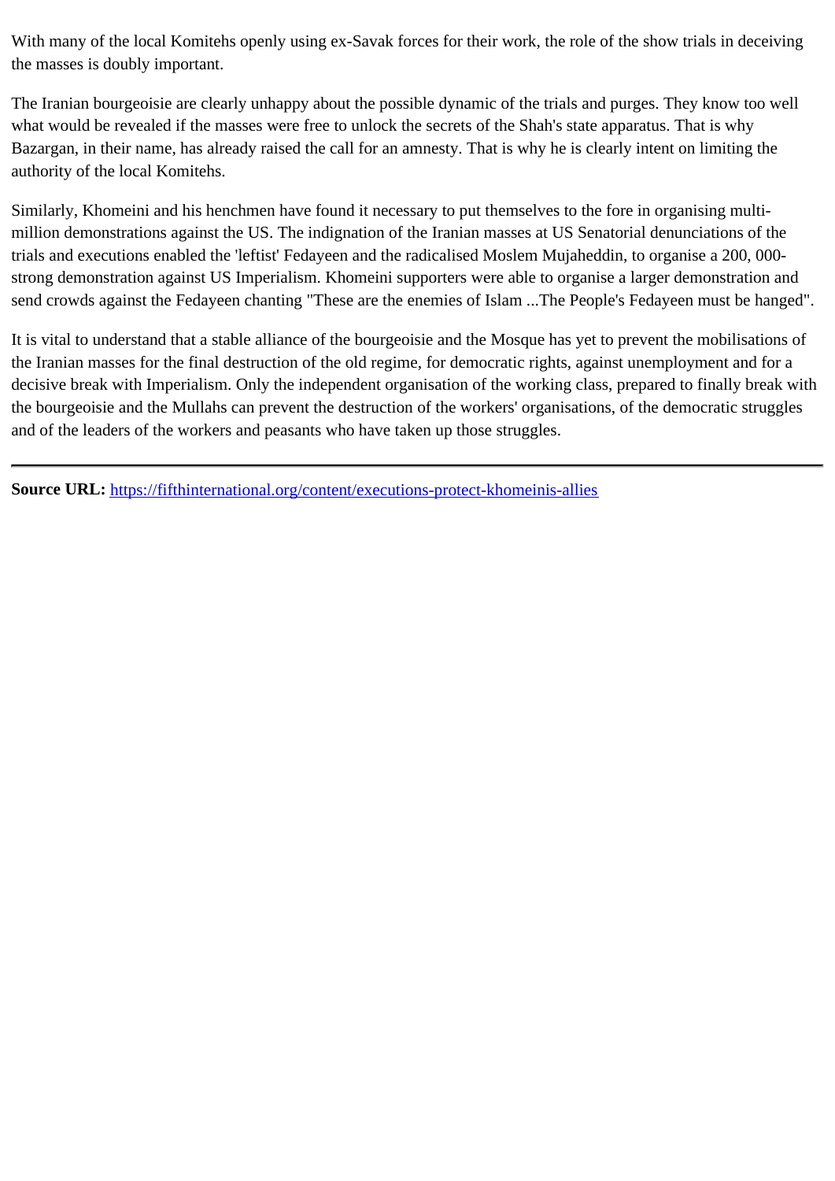With many of the local Komitehs openly using ex-Savak forces for their work, the role of the show trials in deceiving the masses is doubly important.

The Iranian bourgeoisie are clearly unhappy about the possible dynamic of the trials and purges. They know too well what would be revealed if the masses were free to unlock the secrets of the Shah's state apparatus. That is why Bazargan, in their name, has already raised the call for an amnesty. That is why he is clearly intent on limiting the authority of the local Komitehs.

Similarly, Khomeini and his henchmen have found it necessary to put themselves to the fore in organising multi-million demonstrations against the US. The indignation of the Iranian masses at US Senatorial denunciations of the trials and executions enabled the 'leftist' Fedayeen and the radicalised Moslem Mujaheddin, to organise a 200, 000-strong demonstration against US Imperialism. Khomeini supporters were able to organise a larger demonstration and send crowds against the Fedayeen chanting "These are the enemies of Islam ...The People's Fedayeen must be hanged".

It is vital to understand that a stable alliance of the bourgeoisie and the Mosque has yet to prevent the mobilisations of the Iranian masses for the final destruction of the old regime, for democratic rights, against unemployment and for a decisive break with Imperialism. Only the independent organisation of the working class, prepared to finally break with the bourgeoisie and the Mullahs can prevent the destruction of the workers' organisations, of the democratic struggles and of the leaders of the workers and peasants who have taken up those struggles.

---

**Source URL:** https://fifthinternational.org/content/executions-protect-khomeinis-allies